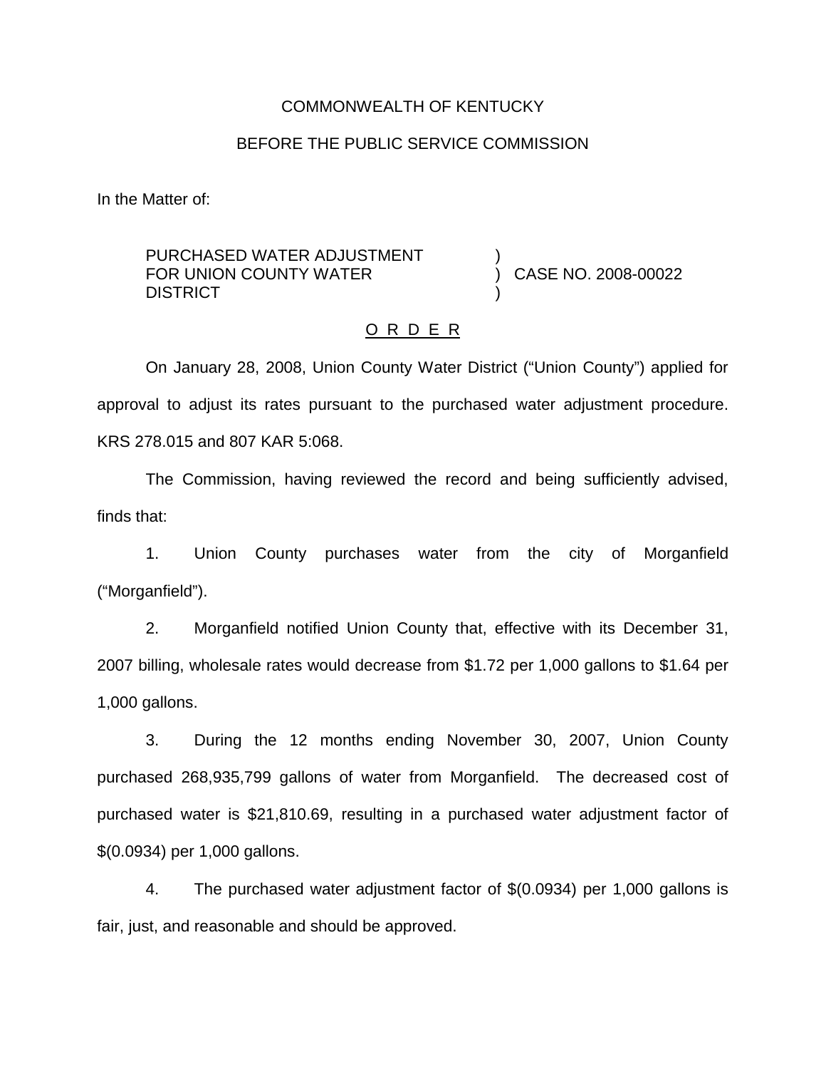COMMONWEALTH OF KENTUCKY

BEFORE THE PUBLIC SERVICE COMMISSION

In the Matter of:

| | | |
|---|---|---|
| PURCHASED WATER ADJUSTMENT FOR UNION COUNTY WATER DISTRICT | ) ) ) | CASE NO. 2008-00022 |

O R D E R

On January 28, 2008, Union County Water District ("Union County") applied for approval to adjust its rates pursuant to the purchased water adjustment procedure. KRS 278.015 and 807 KAR 5:068.

The Commission, having reviewed the record and being sufficiently advised, finds that:

1. Union County purchases water from the city of Morganfield ("Morganfield").

2. Morganfield notified Union County that, effective with its December 31, 2007 billing, wholesale rates would decrease from $1.72 per 1,000 gallons to $1.64 per 1,000 gallons.

3. During the 12 months ending November 30, 2007, Union County purchased 268,935,799 gallons of water from Morganfield. The decreased cost of purchased water is $21,810.69, resulting in a purchased water adjustment factor of $(0.0934) per 1,000 gallons.

4. The purchased water adjustment factor of $(0.0934) per 1,000 gallons is fair, just, and reasonable and should be approved.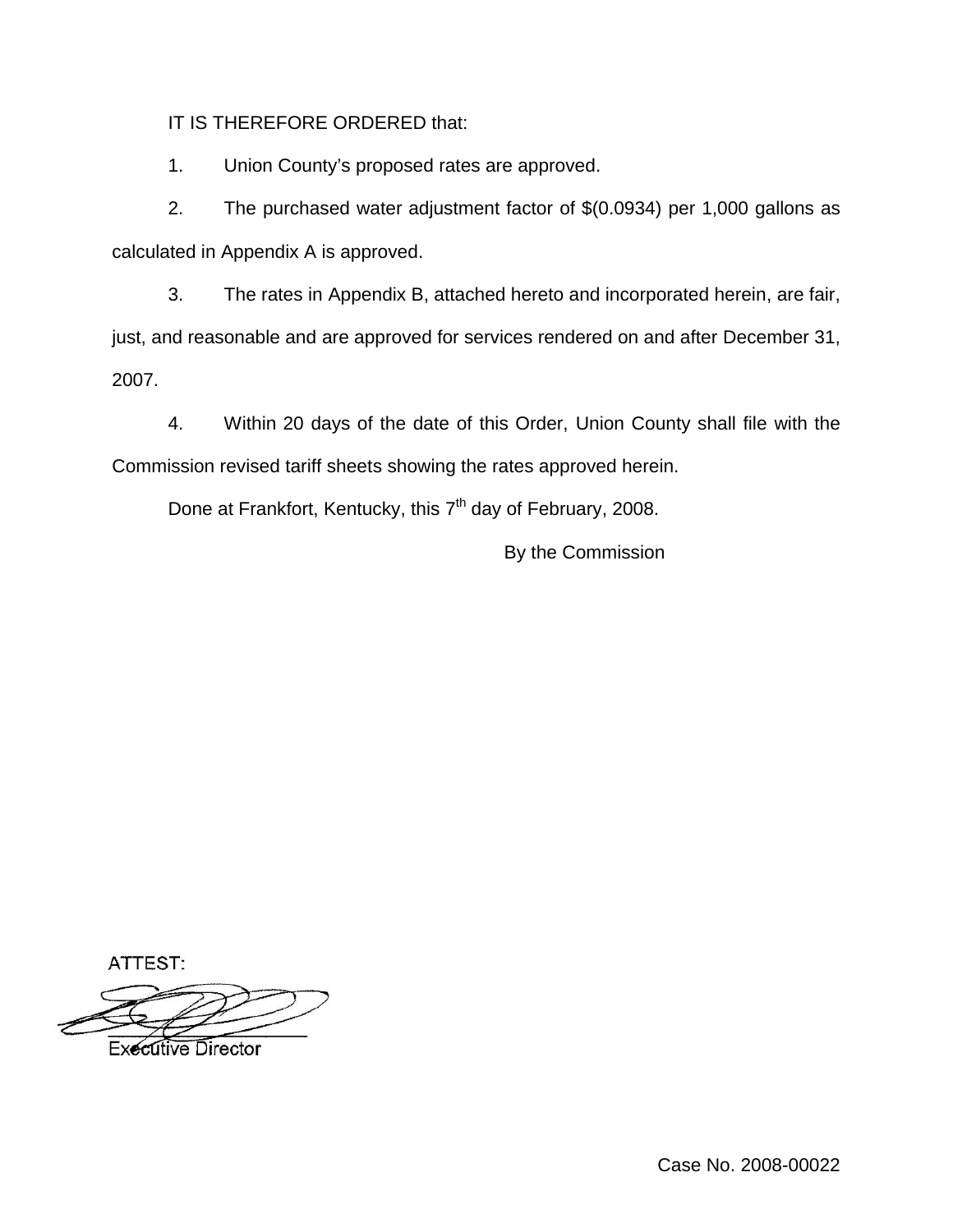IT IS THEREFORE ORDERED that:

1. Union County's proposed rates are approved.

2. The purchased water adjustment factor of $(0.0934) per 1,000 gallons as calculated in Appendix A is approved.

3. The rates in Appendix B, attached hereto and incorporated herein, are fair, just, and reasonable and are approved for services rendered on and after December 31, 2007.

4. Within 20 days of the date of this Order, Union County shall file with the Commission revised tariff sheets showing the rates approved herein.

Done at Frankfort, Kentucky, this 7th day of February, 2008.

By the Commission

ATTEST:

Executive Director

Case No. 2008-00022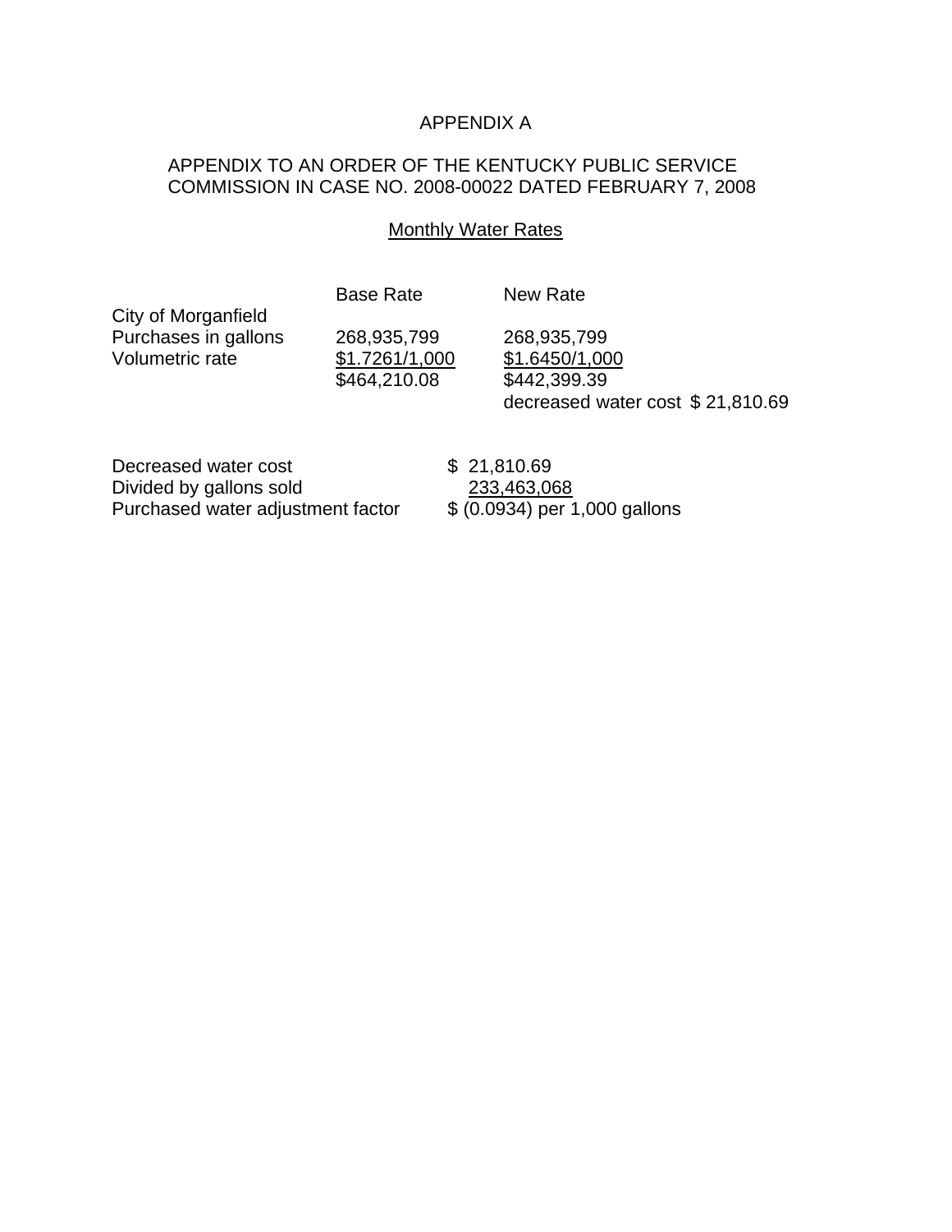APPENDIX A

APPENDIX TO AN ORDER OF THE KENTUCKY PUBLIC SERVICE COMMISSION IN CASE NO. 2008-00022 DATED FEBRUARY 7, 2008

Monthly Water Rates

| | Base Rate | New Rate |
|---|---|---|
| City of Morganfield | | |
| Purchases in gallons | 268,935,799 | 268,935,799 |
| Volumetric rate | $1.7261/1,000 | $1.6450/1,000 |
| | $464,210.08 | $442,399.39 |
| | | decreased water cost $ 21,810.69 |

| | |
|---|---|
| Decreased water cost | $ 21,810.69 |
| Divided by gallons sold | 233,463,068 |
| Purchased water adjustment factor | $ (0.0934) per 1,000 gallons |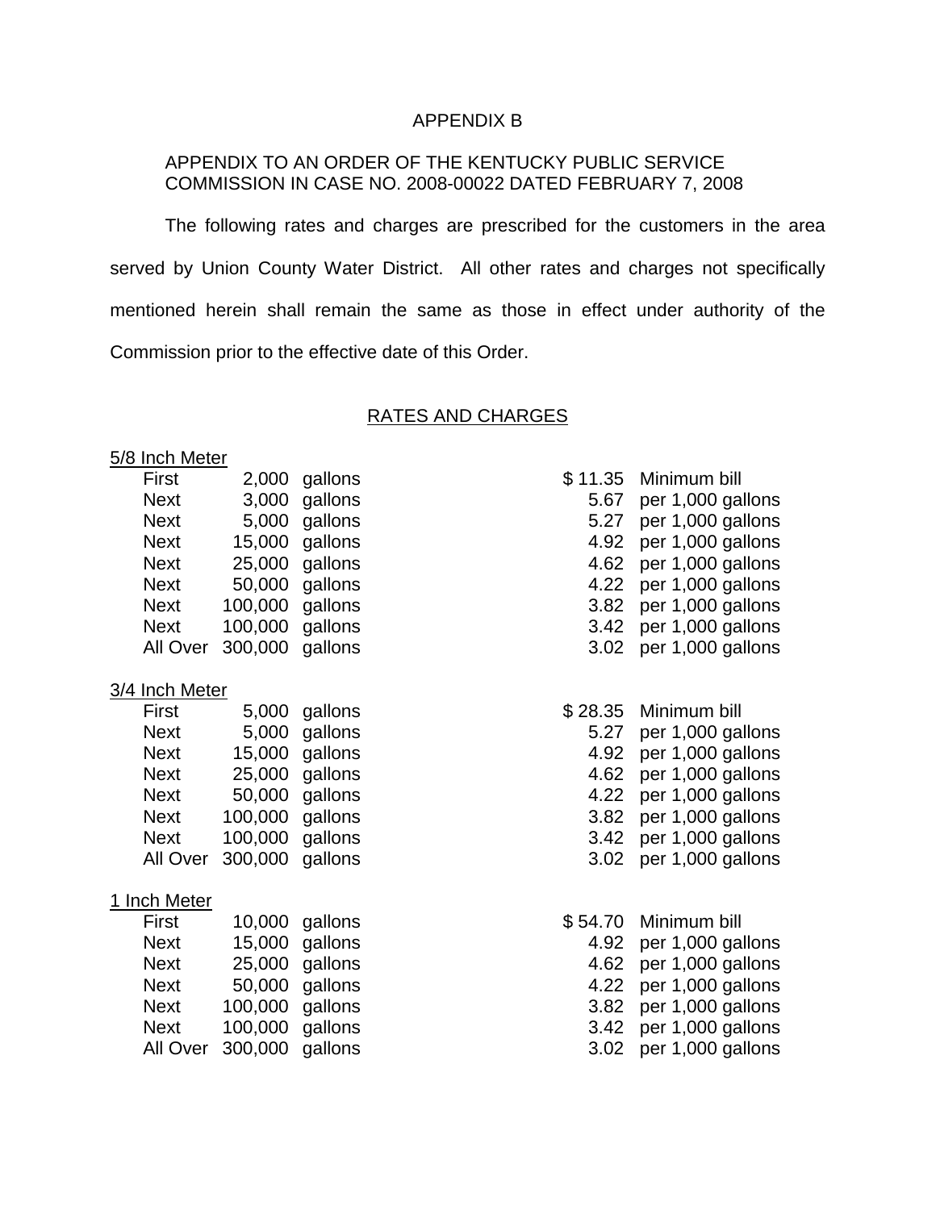APPENDIX B

APPENDIX TO AN ORDER OF THE KENTUCKY PUBLIC SERVICE COMMISSION IN CASE NO. 2008-00022 DATED FEBRUARY 7, 2008

The following rates and charges are prescribed for the customers in the area served by Union County Water District. All other rates and charges not specifically mentioned herein shall remain the same as those in effect under authority of the Commission prior to the effective date of this Order.

RATES AND CHARGES

5/8 Inch Meter

| | | | | |
|---|---|---|---|---|
| First | 2,000 | gallons | $ 11.35 | Minimum bill |
| Next | 3,000 | gallons | 5.67 | per 1,000 gallons |
| Next | 5,000 | gallons | 5.27 | per 1,000 gallons |
| Next | 15,000 | gallons | 4.92 | per 1,000 gallons |
| Next | 25,000 | gallons | 4.62 | per 1,000 gallons |
| Next | 50,000 | gallons | 4.22 | per 1,000 gallons |
| Next | 100,000 | gallons | 3.82 | per 1,000 gallons |
| Next | 100,000 | gallons | 3.42 | per 1,000 gallons |
| All Over | 300,000 | gallons | 3.02 | per 1,000 gallons |

3/4 Inch Meter

| | | | | |
|---|---|---|---|---|
| First | 5,000 | gallons | $ 28.35 | Minimum bill |
| Next | 5,000 | gallons | 5.27 | per 1,000 gallons |
| Next | 15,000 | gallons | 4.92 | per 1,000 gallons |
| Next | 25,000 | gallons | 4.62 | per 1,000 gallons |
| Next | 50,000 | gallons | 4.22 | per 1,000 gallons |
| Next | 100,000 | gallons | 3.82 | per 1,000 gallons |
| Next | 100,000 | gallons | 3.42 | per 1,000 gallons |
| All Over | 300,000 | gallons | 3.02 | per 1,000 gallons |

1 Inch Meter

| | | | | |
|---|---|---|---|---|
| First | 10,000 | gallons | $ 54.70 | Minimum bill |
| Next | 15,000 | gallons | 4.92 | per 1,000 gallons |
| Next | 25,000 | gallons | 4.62 | per 1,000 gallons |
| Next | 50,000 | gallons | 4.22 | per 1,000 gallons |
| Next | 100,000 | gallons | 3.82 | per 1,000 gallons |
| Next | 100,000 | gallons | 3.42 | per 1,000 gallons |
| All Over | 300,000 | gallons | 3.02 | per 1,000 gallons |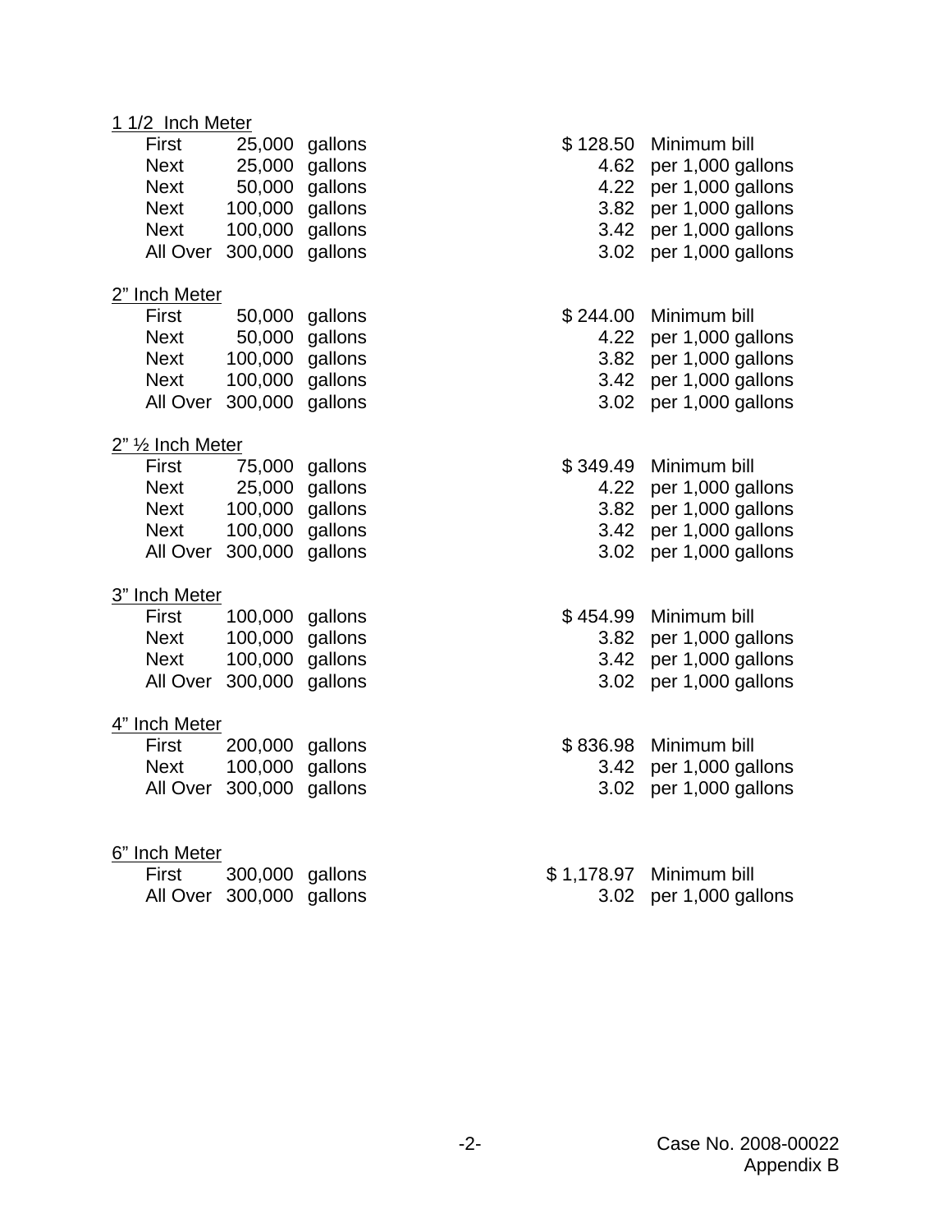1 1/2 Inch Meter

| | | | | |
|---|---|---|---|---|
| First | 25,000 | gallons | $ 128.50 | Minimum bill |
| Next | 25,000 | gallons | 4.62 | per 1,000 gallons |
| Next | 50,000 | gallons | 4.22 | per 1,000 gallons |
| Next | 100,000 | gallons | 3.82 | per 1,000 gallons |
| Next | 100,000 | gallons | 3.42 | per 1,000 gallons |
| All Over | 300,000 | gallons | 3.02 | per 1,000 gallons |

2” Inch Meter

| | | | | |
|---|---|---|---|---|
| First | 50,000 | gallons | $ 244.00 | Minimum bill |
| Next | 50,000 | gallons | 4.22 | per 1,000 gallons |
| Next | 100,000 | gallons | 3.82 | per 1,000 gallons |
| Next | 100,000 | gallons | 3.42 | per 1,000 gallons |
| All Over | 300,000 | gallons | 3.02 | per 1,000 gallons |

2” ½ Inch Meter

| | | | | |
|---|---|---|---|---|
| First | 75,000 | gallons | $ 349.49 | Minimum bill |
| Next | 25,000 | gallons | 4.22 | per 1,000 gallons |
| Next | 100,000 | gallons | 3.82 | per 1,000 gallons |
| Next | 100,000 | gallons | 3.42 | per 1,000 gallons |
| All Over | 300,000 | gallons | 3.02 | per 1,000 gallons |

3” Inch Meter

| | | | | |
|---|---|---|---|---|
| First | 100,000 | gallons | $ 454.99 | Minimum bill |
| Next | 100,000 | gallons | 3.82 | per 1,000 gallons |
| Next | 100,000 | gallons | 3.42 | per 1,000 gallons |
| All Over | 300,000 | gallons | 3.02 | per 1,000 gallons |

4” Inch Meter

| | | | | |
|---|---|---|---|---|
| First | 200,000 | gallons | $ 836.98 | Minimum bill |
| Next | 100,000 | gallons | 3.42 | per 1,000 gallons |
| All Over | 300,000 | gallons | 3.02 | per 1,000 gallons |

6” Inch Meter

| | | | | |
|---|---|---|---|---|
| First | 300,000 | gallons | $ 1,178.97 | Minimum bill |
| All Over | 300,000 | gallons | 3.02 | per 1,000 gallons |

Case No. 2008-00022
Appendix B